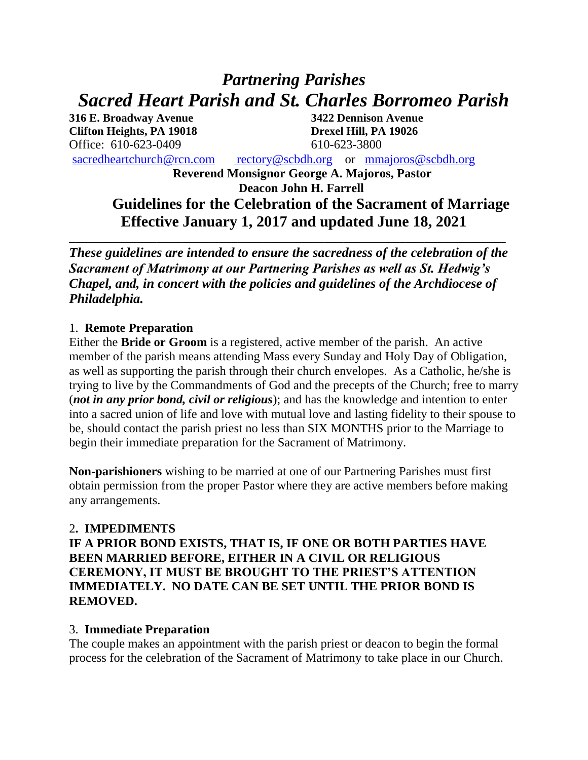# *Partnering Parishes*

# *Sacred Heart Parish and St. Charles Borromeo Parish*

**316 E. Broadway Avenue**
**Clifton Heights, PA 19018**
Office: 610-623-0409
sacredheartchurch@rcn.com

**3422 Dennison Avenue**
**Drexel Hill, PA 19026**
610-623-3800
rectory@scbdh.org or mmajoros@scbdh.org

**Reverend Monsignor George A. Majoros, Pastor**
**Deacon John H. Farrell**

## Guidelines for the Celebration of the Sacrament of Marriage
## Effective January 1, 2017 and updated June 18, 2021

---

***These guidelines are intended to ensure the sacredness of the celebration of the Sacrament of Matrimony at our Partnering Parishes as well as St. Hedwig's Chapel, and, in concert with the policies and guidelines of the Archdiocese of Philadelphia.***

1. **Remote Preparation**

Either the **Bride or Groom** is a registered, active member of the parish. An active member of the parish means attending Mass every Sunday and Holy Day of Obligation, as well as supporting the parish through their church envelopes. As a Catholic, he/she is trying to live by the Commandments of God and the precepts of the Church; free to marry (***not in any prior bond, civil or religious***); and has the knowledge and intention to enter into a sacred union of life and love with mutual love and lasting fidelity to their spouse to be, should contact the parish priest no less than SIX MONTHS prior to the Marriage to begin their immediate preparation for the Sacrament of Matrimony.

**Non-parishioners** wishing to be married at one of our Partnering Parishes must first obtain permission from the proper Pastor where they are active members before making any arrangements.

2. **IMPEDIMENTS**

**IF A PRIOR BOND EXISTS, THAT IS, IF ONE OR BOTH PARTIES HAVE BEEN MARRIED BEFORE, EITHER IN A CIVIL OR RELIGIOUS CEREMONY, IT MUST BE BROUGHT TO THE PRIEST'S ATTENTION IMMEDIATELY. NO DATE CAN BE SET UNTIL THE PRIOR BOND IS REMOVED.**

3. **Immediate Preparation**

The couple makes an appointment with the parish priest or deacon to begin the formal process for the celebration of the Sacrament of Matrimony to take place in our Church.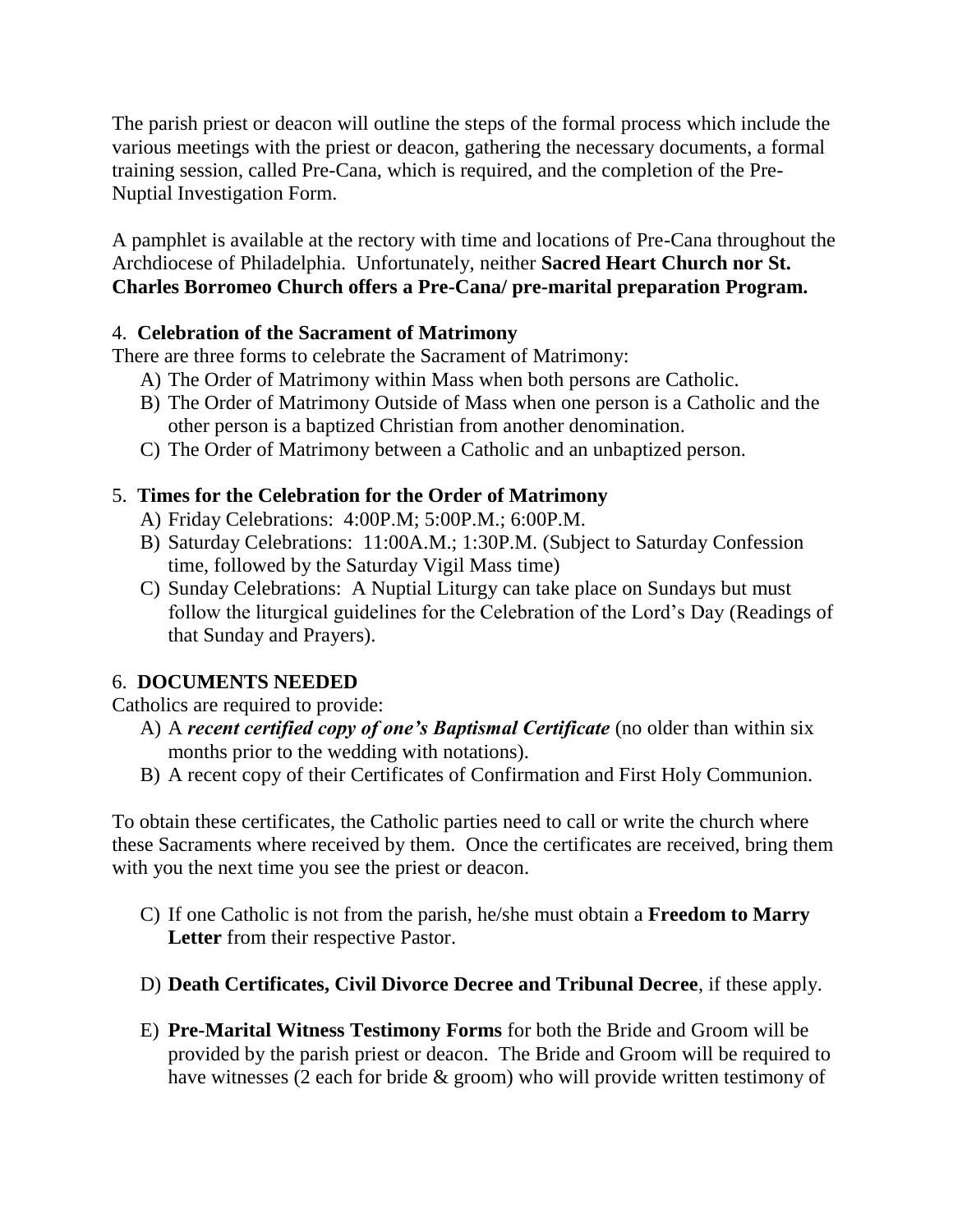The parish priest or deacon will outline the steps of the formal process which include the various meetings with the priest or deacon, gathering the necessary documents, a formal training session, called Pre-Cana, which is required, and the completion of the Pre-Nuptial Investigation Form.

A pamphlet is available at the rectory with time and locations of Pre-Cana throughout the Archdiocese of Philadelphia. Unfortunately, neither **Sacred Heart Church nor St. Charles Borromeo Church offers a Pre-Cana/ pre-marital preparation Program.**

4. **Celebration of the Sacrament of Matrimony**

There are three forms to celebrate the Sacrament of Matrimony:

A) The Order of Matrimony within Mass when both persons are Catholic.
B) The Order of Matrimony Outside of Mass when one person is a Catholic and the other person is a baptized Christian from another denomination.
C) The Order of Matrimony between a Catholic and an unbaptized person.

5. **Times for the Celebration for the Order of Matrimony**

A) Friday Celebrations: 4:00P.M; 5:00P.M.; 6:00P.M.
B) Saturday Celebrations: 11:00A.M.; 1:30P.M. (Subject to Saturday Confession time, followed by the Saturday Vigil Mass time)
C) Sunday Celebrations: A Nuptial Liturgy can take place on Sundays but must follow the liturgical guidelines for the Celebration of the Lord's Day (Readings of that Sunday and Prayers).

6. **DOCUMENTS NEEDED**

Catholics are required to provide:

A) A ***recent certified copy of one's Baptismal Certificate*** (no older than within six months prior to the wedding with notations).
B) A recent copy of their Certificates of Confirmation and First Holy Communion.

To obtain these certificates, the Catholic parties need to call or write the church where these Sacraments where received by them. Once the certificates are received, bring them with you the next time you see the priest or deacon.

C) If one Catholic is not from the parish, he/she must obtain a **Freedom to Marry Letter** from their respective Pastor.

D) **Death Certificates, Civil Divorce Decree and Tribunal Decree**, if these apply.

E) **Pre-Marital Witness Testimony Forms** for both the Bride and Groom will be provided by the parish priest or deacon. The Bride and Groom will be required to have witnesses (2 each for bride & groom) who will provide written testimony of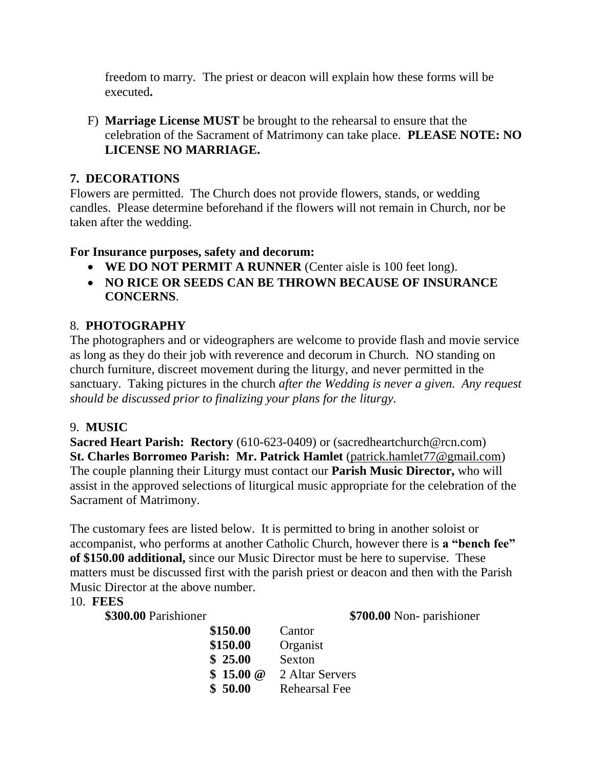freedom to marry. The priest or deacon will explain how these forms will be executed**.**

F) **Marriage License MUST** be brought to the rehearsal to ensure that the celebration of the Sacrament of Matrimony can take place. **PLEASE NOTE: NO LICENSE NO MARRIAGE.**

## 7. DECORATIONS

Flowers are permitted. The Church does not provide flowers, stands, or wedding candles. Please determine beforehand if the flowers will not remain in Church, nor be taken after the wedding.

**For Insurance purposes, safety and decorum:**

- **WE DO NOT PERMIT A RUNNER** (Center aisle is 100 feet long).
- **NO RICE OR SEEDS CAN BE THROWN BECAUSE OF INSURANCE CONCERNS**.

## 8. PHOTOGRAPHY

The photographers and or videographers are welcome to provide flash and movie service as long as they do their job with reverence and decorum in Church. NO standing on church furniture, discreet movement during the liturgy, and never permitted in the sanctuary. Taking pictures in the church *after the Wedding is never a given. Any request should be discussed prior to finalizing your plans for the liturgy.*

## 9. MUSIC

**Sacred Heart Parish: Rectory** (610-623-0409) or (sacredheartchurch@rcn.com)
**St. Charles Borromeo Parish: Mr. Patrick Hamlet** (patrick.hamlet77@gmail.com)
The couple planning their Liturgy must contact our **Parish Music Director,** who will assist in the approved selections of liturgical music appropriate for the celebration of the Sacrament of Matrimony.

The customary fees are listed below. It is permitted to bring in another soloist or accompanist, who performs at another Catholic Church, however there is **a "bench fee" of $150.00 additional,** since our Music Director must be here to supervise. These matters must be discussed first with the parish priest or deacon and then with the Parish Music Director at the above number.

## 10. FEES

**$300.00** Parishioner **$700.00** Non- parishioner

| | |
|---|---|
| **$150.00** | Cantor |
| **$150.00** | Organist |
| **$ 25.00** | Sexton |
| **$ 15.00 @** | 2 Altar Servers |
| **$ 50.00** | Rehearsal Fee |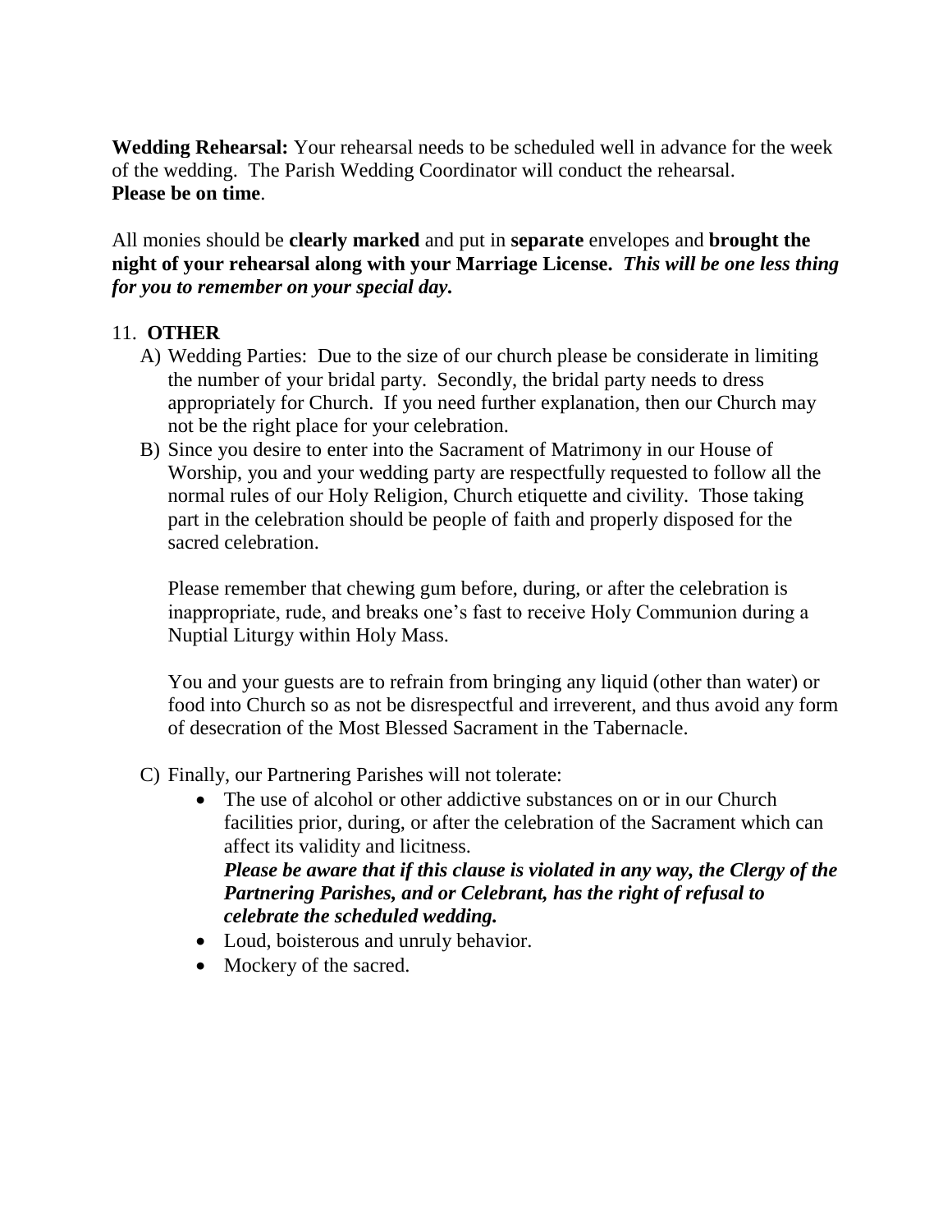**Wedding Rehearsal:** Your rehearsal needs to be scheduled well in advance for the week of the wedding. The Parish Wedding Coordinator will conduct the rehearsal.
**Please be on time**.

All monies should be **clearly marked** and put in **separate** envelopes and **brought the night of your rehearsal along with your Marriage License.** ***This will be one less thing for you to remember on your special day.***

11. **OTHER**

A) Wedding Parties: Due to the size of our church please be considerate in limiting the number of your bridal party. Secondly, the bridal party needs to dress appropriately for Church. If you need further explanation, then our Church may not be the right place for your celebration.

B) Since you desire to enter into the Sacrament of Matrimony in our House of Worship, you and your wedding party are respectfully requested to follow all the normal rules of our Holy Religion, Church etiquette and civility. Those taking part in the celebration should be people of faith and properly disposed for the sacred celebration.

Please remember that chewing gum before, during, or after the celebration is inappropriate, rude, and breaks one's fast to receive Holy Communion during a Nuptial Liturgy within Holy Mass.

You and your guests are to refrain from bringing any liquid (other than water) or food into Church so as not be disrespectful and irreverent, and thus avoid any form of desecration of the Most Blessed Sacrament in the Tabernacle.

C) Finally, our Partnering Parishes will not tolerate:

- The use of alcohol or other addictive substances on or in our Church facilities prior, during, or after the celebration of the Sacrament which can affect its validity and licitness.
  ***Please be aware that if this clause is violated in any way, the Clergy of the Partnering Parishes, and or Celebrant, has the right of refusal to celebrate the scheduled wedding.***
- Loud, boisterous and unruly behavior.
- Mockery of the sacred.